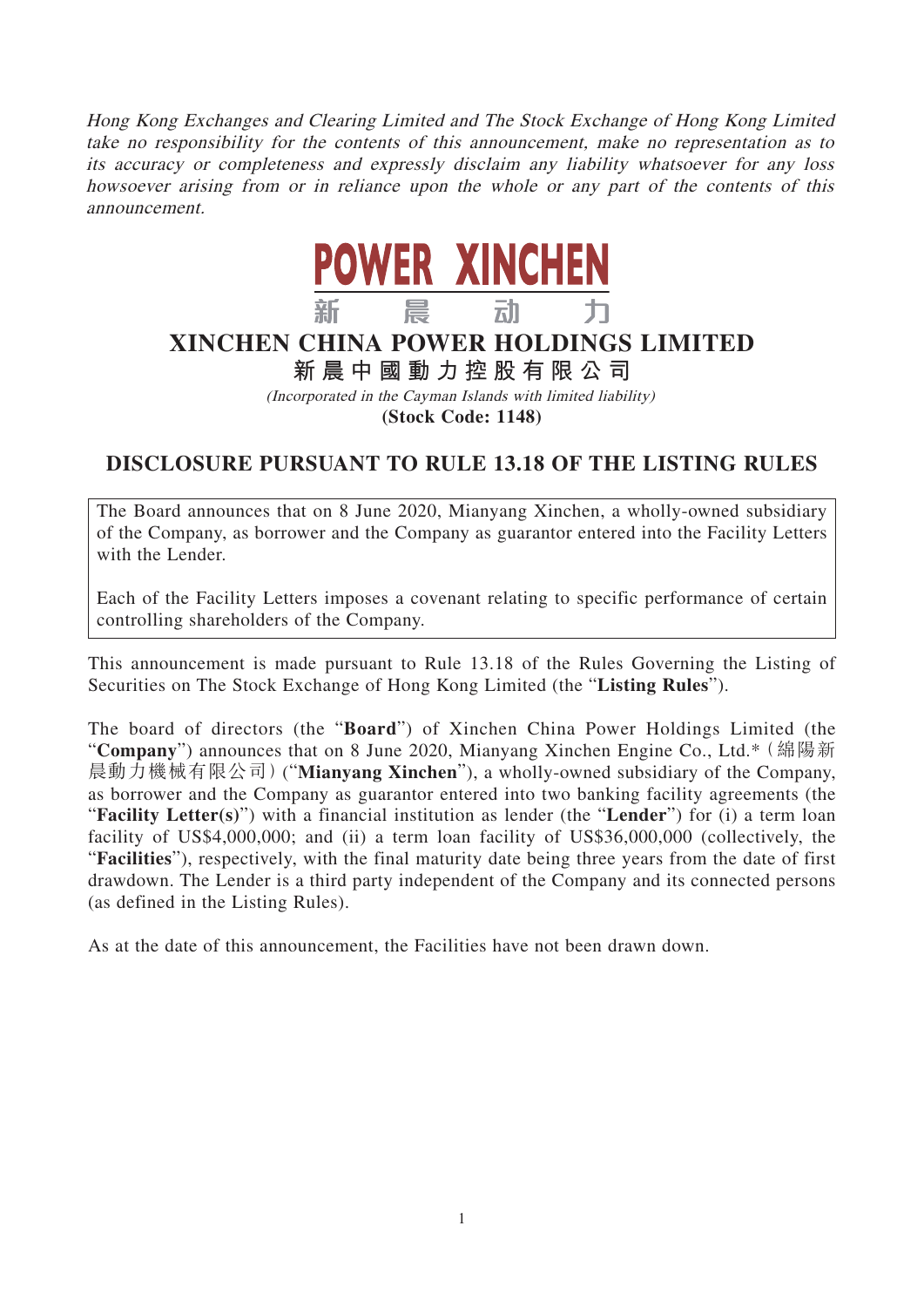*Hong Kong Exchanges and Clearing Limited and The Stock Exchange of Hong Kong Limited take no responsibility for the contents of this announcement, make no representation as to its accuracy or completeness and expressly disclaim any liability whatsoever for any loss howsoever arising from or in reliance upon the whole or any part of the contents of this announcement.*

**POWER XINCHEN**

新 晨 动 力

# XINCHEN CHINA POWER HOLDINGS LIMITED

**新晨中國動力控股有限公司**

*(Incorporated in the Cayman Islands with limited liability)*

**(Stock Code: 1148)**

## DISCLOSURE PURSUANT TO RULE 13.18 OF THE LISTING RULES

The Board announces that on 8 June 2020, Mianyang Xinchen, a wholly-owned subsidiary of the Company, as borrower and the Company as guarantor entered into the Facility Letters with the Lender.

Each of the Facility Letters imposes a covenant relating to specific performance of certain controlling shareholders of the Company.

This announcement is made pursuant to Rule 13.18 of the Rules Governing the Listing of Securities on The Stock Exchange of Hong Kong Limited (the "**Listing Rules**").

The board of directors (the "**Board**") of Xinchen China Power Holdings Limited (the "**Company**") announces that on 8 June 2020, Mianyang Xinchen Engine Co., Ltd.*（綿陽新晨動力機械有限公司）("**Mianyang Xinchen**"), a wholly-owned subsidiary of the Company, as borrower and the Company as guarantor entered into two banking facility agreements (the "**Facility Letter(s)**") with a financial institution as lender (the "**Lender**") for (i) a term loan facility of US$4,000,000; and (ii) a term loan facility of US$36,000,000 (collectively, the "**Facilities**"), respectively, with the final maturity date being three years from the date of first drawdown. The Lender is a third party independent of the Company and its connected persons (as defined in the Listing Rules).

As at the date of this announcement, the Facilities have not been drawn down.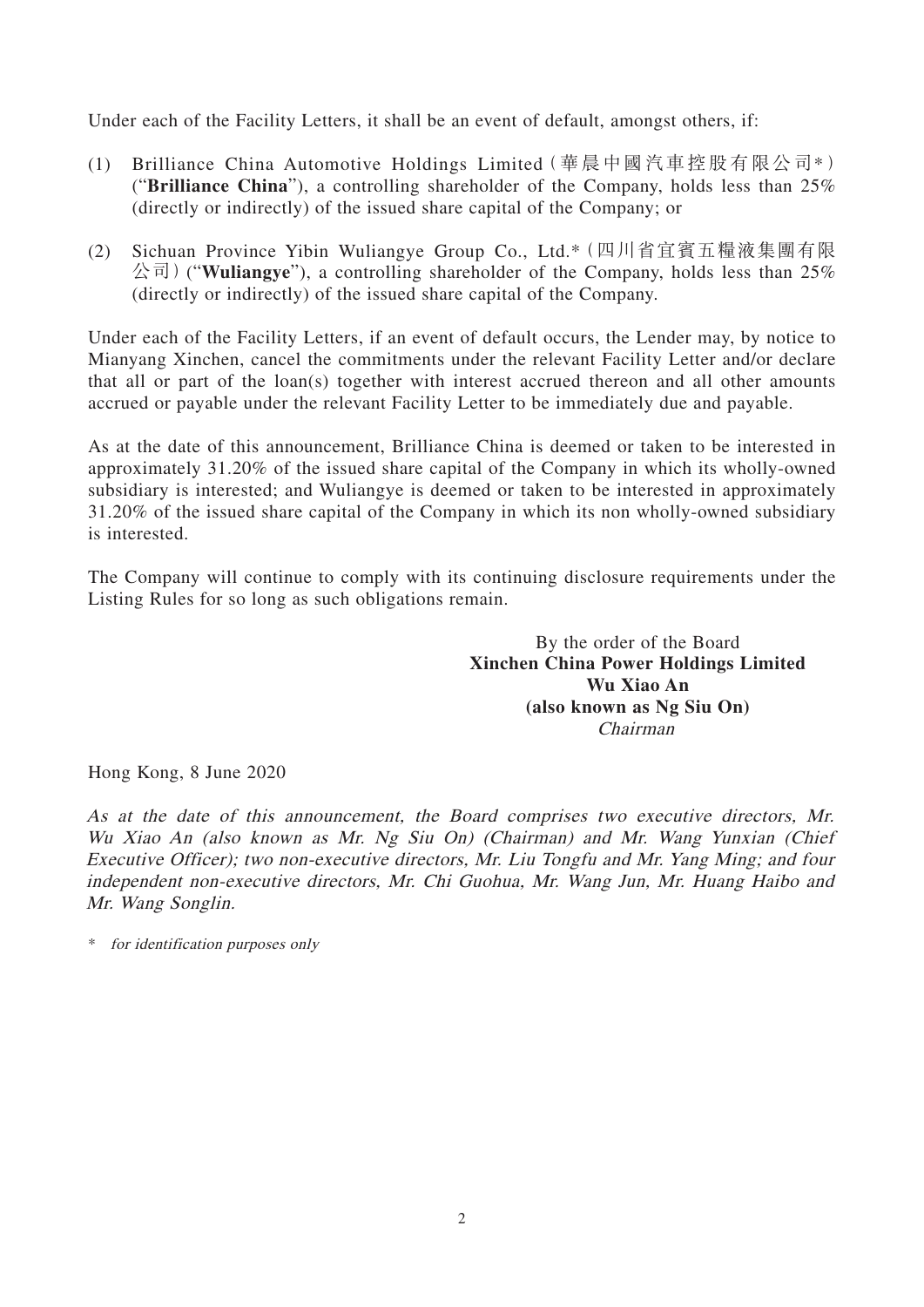Under each of the Facility Letters, it shall be an event of default, amongst others, if:

(1) Brilliance China Automotive Holdings Limited（華晨中國汽車控股有限公司*）("**Brilliance China**"), a controlling shareholder of the Company, holds less than 25% (directly or indirectly) of the issued share capital of the Company; or

(2) Sichuan Province Yibin Wuliangye Group Co., Ltd.*（四川省宜賓五糧液集團有限公司）("**Wuliangye**"), a controlling shareholder of the Company, holds less than 25% (directly or indirectly) of the issued share capital of the Company.

Under each of the Facility Letters, if an event of default occurs, the Lender may, by notice to Mianyang Xinchen, cancel the commitments under the relevant Facility Letter and/or declare that all or part of the loan(s) together with interest accrued thereon and all other amounts accrued or payable under the relevant Facility Letter to be immediately due and payable.

As at the date of this announcement, Brilliance China is deemed or taken to be interested in approximately 31.20% of the issued share capital of the Company in which its wholly-owned subsidiary is interested; and Wuliangye is deemed or taken to be interested in approximately 31.20% of the issued share capital of the Company in which its non wholly-owned subsidiary is interested.

The Company will continue to comply with its continuing disclosure requirements under the Listing Rules for so long as such obligations remain.

By the order of the Board
**Xinchen China Power Holdings Limited**
**Wu Xiao An**
**(also known as Ng Siu On)**
*Chairman*

Hong Kong, 8 June 2020

*As at the date of this announcement, the Board comprises two executive directors, Mr. Wu Xiao An (also known as Mr. Ng Siu On) (Chairman) and Mr. Wang Yunxian (Chief Executive Officer); two non-executive directors, Mr. Liu Tongfu and Mr. Yang Ming; and four independent non-executive directors, Mr. Chi Guohua, Mr. Wang Jun, Mr. Huang Haibo and Mr. Wang Songlin.*

\* *for identification purposes only*